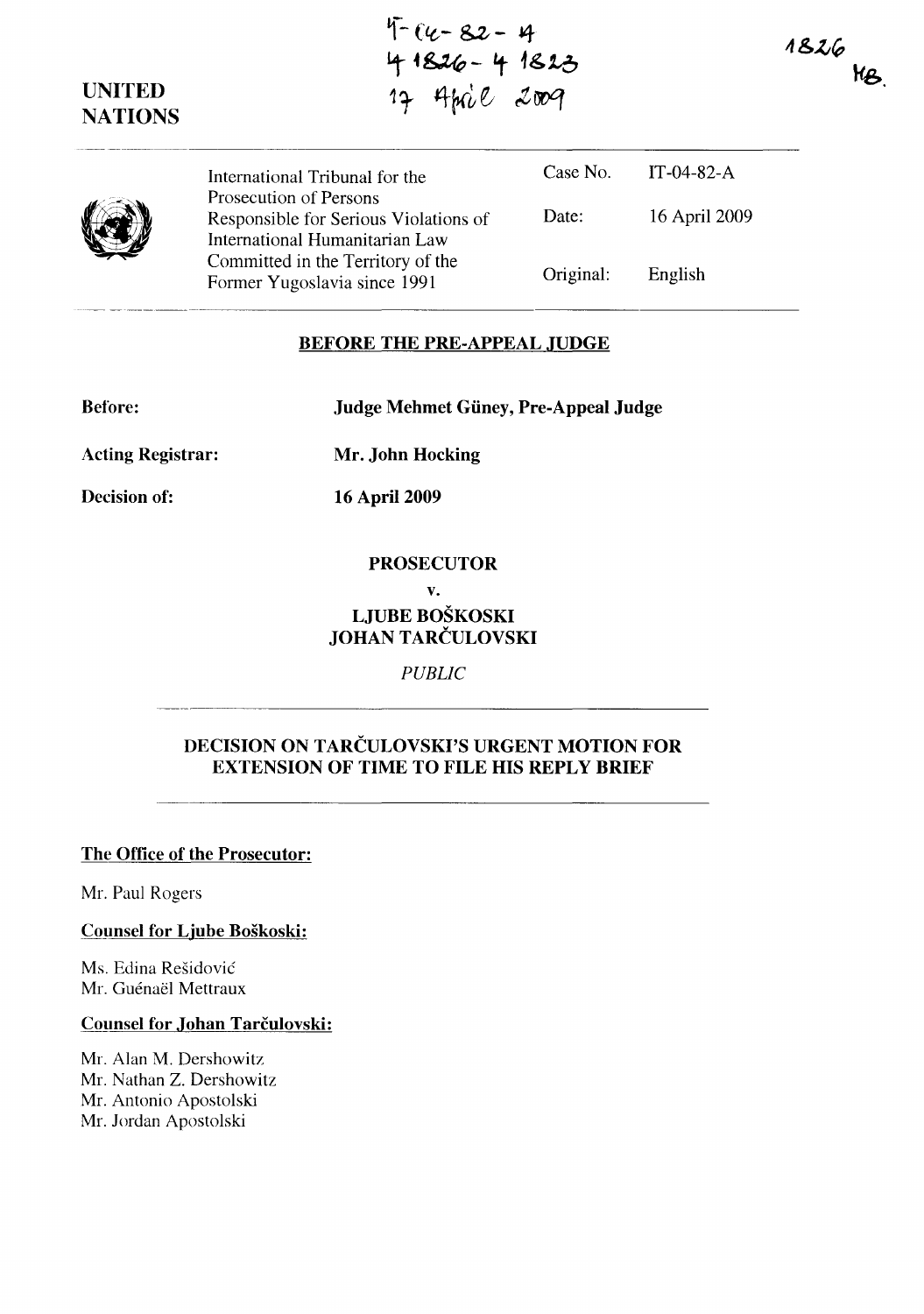IT-04-82-A
4 1826 - 4 1823
17 April 2009

1826
MB.

UNITED
NATIONS

| International Tribunal for the Prosecution of Persons Responsible for Serious Violations of International Humanitarian Law Committed in the Territory of the Former Yugoslavia since 1991 | Case No. | IT-04-82-A |
|---|---|---|
| | Date: | 16 April 2009 |
| | Original: | English |

## BEFORE THE PRE-APPEAL JUDGE

**Before:** **Judge Mehmet Güney, Pre-Appeal Judge**

**Acting Registrar:** **Mr. John Hocking**

**Decision of:** **16 April 2009**

**PROSECUTOR**

**v.**

**LJUBE BOŠKOSKI**
**JOHAN TARČULOVSKI**

*PUBLIC*

## DECISION ON TARČULOVSKI'S URGENT MOTION FOR EXTENSION OF TIME TO FILE HIS REPLY BRIEF

**The Office of the Prosecutor:**

Mr. Paul Rogers

**Counsel for Ljube Boškoski:**

Ms. Edina Rešidović
Mr. Guénaël Mettraux

**Counsel for Johan Tarčulovski:**

Mr. Alan M. Dershowitz
Mr. Nathan Z. Dershowitz
Mr. Antonio Apostolski
Mr. Jordan Apostolski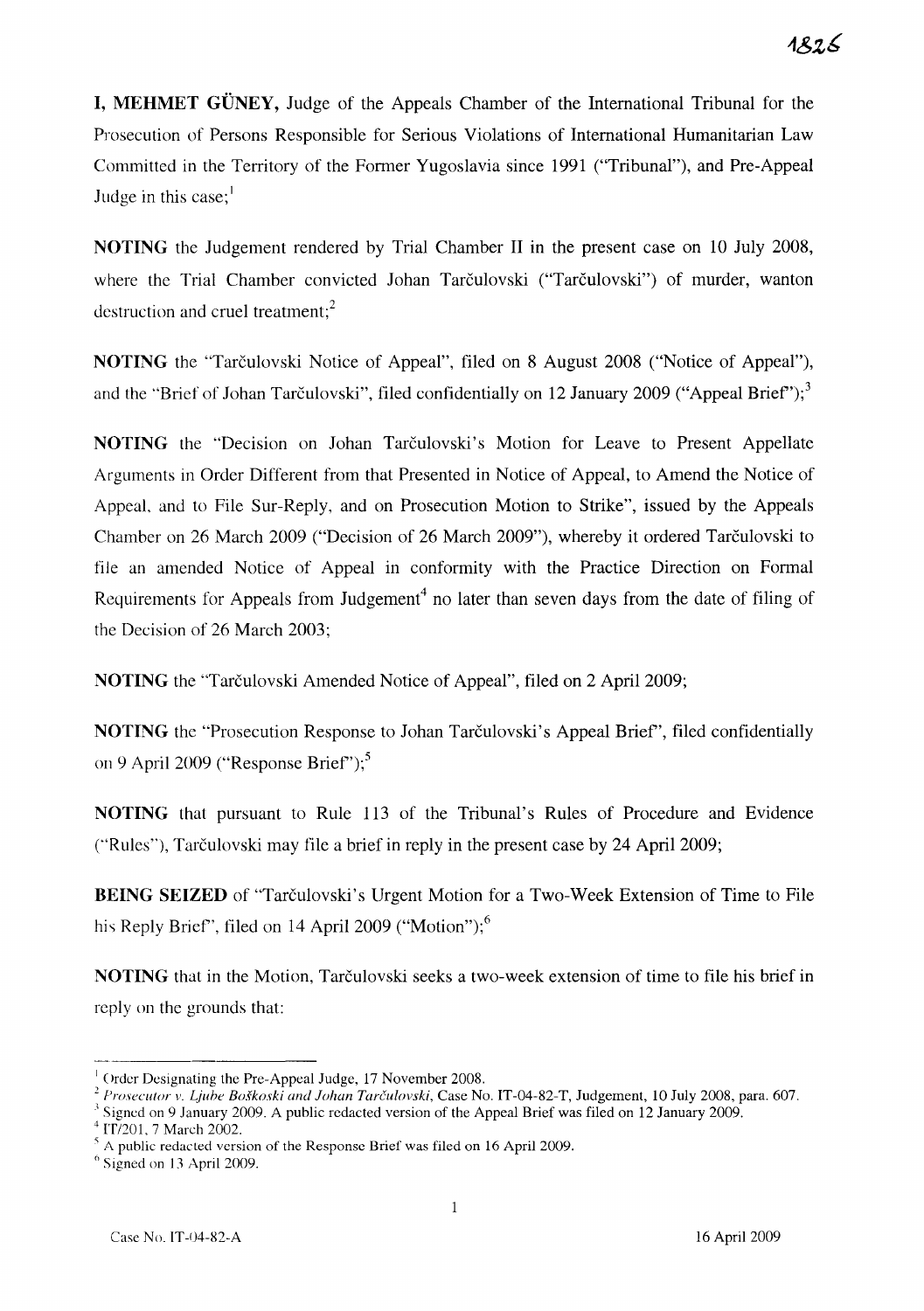**I, MEHMET GÜNEY,** Judge of the Appeals Chamber of the International Tribunal for the Prosecution of Persons Responsible for Serious Violations of International Humanitarian Law Committed in the Territory of the Former Yugoslavia since 1991 ("Tribunal"), and Pre-Appeal Judge in this case;[1]

**NOTING** the Judgement rendered by Trial Chamber II in the present case on 10 July 2008, where the Trial Chamber convicted Johan Tarčulovski ("Tarčulovski") of murder, wanton destruction and cruel treatment;[2]

**NOTING** the "Tarčulovski Notice of Appeal", filed on 8 August 2008 ("Notice of Appeal"), and the "Brief of Johan Tarčulovski", filed confidentially on 12 January 2009 ("Appeal Brief");[3]

**NOTING** the "Decision on Johan Tarčulovski's Motion for Leave to Present Appellate Arguments in Order Different from that Presented in Notice of Appeal, to Amend the Notice of Appeal, and to File Sur-Reply, and on Prosecution Motion to Strike", issued by the Appeals Chamber on 26 March 2009 ("Decision of 26 March 2009"), whereby it ordered Tarčulovski to file an amended Notice of Appeal in conformity with the Practice Direction on Formal Requirements for Appeals from Judgement[4] no later than seven days from the date of filing of the Decision of 26 March 2003;

**NOTING** the "Tarčulovski Amended Notice of Appeal", filed on 2 April 2009;

**NOTING** the "Prosecution Response to Johan Tarčulovski's Appeal Brief", filed confidentially on 9 April 2009 ("Response Brief");[5]

**NOTING** that pursuant to Rule 113 of the Tribunal's Rules of Procedure and Evidence ("Rules"), Tarčulovski may file a brief in reply in the present case by 24 April 2009;

**BEING SEIZED** of "Tarčulovski's Urgent Motion for a Two-Week Extension of Time to File his Reply Brief", filed on 14 April 2009 ("Motion");[6]

**NOTING** that in the Motion, Tarčulovski seeks a two-week extension of time to file his brief in reply on the grounds that:

---

[1] Order Designating the Pre-Appeal Judge, 17 November 2008.

[2] *Prosecutor v. Ljube Boškoski and Johan Tarčulovski*, Case No. IT-04-82-T, Judgement, 10 July 2008, para. 607.

[3] Signed on 9 January 2009. A public redacted version of the Appeal Brief was filed on 12 January 2009.

[4] IT/201, 7 March 2002.

[5] A public redacted version of the Response Brief was filed on 16 April 2009.

[6] Signed on 13 April 2009.

Case No. IT-04-82-A 16 April 2009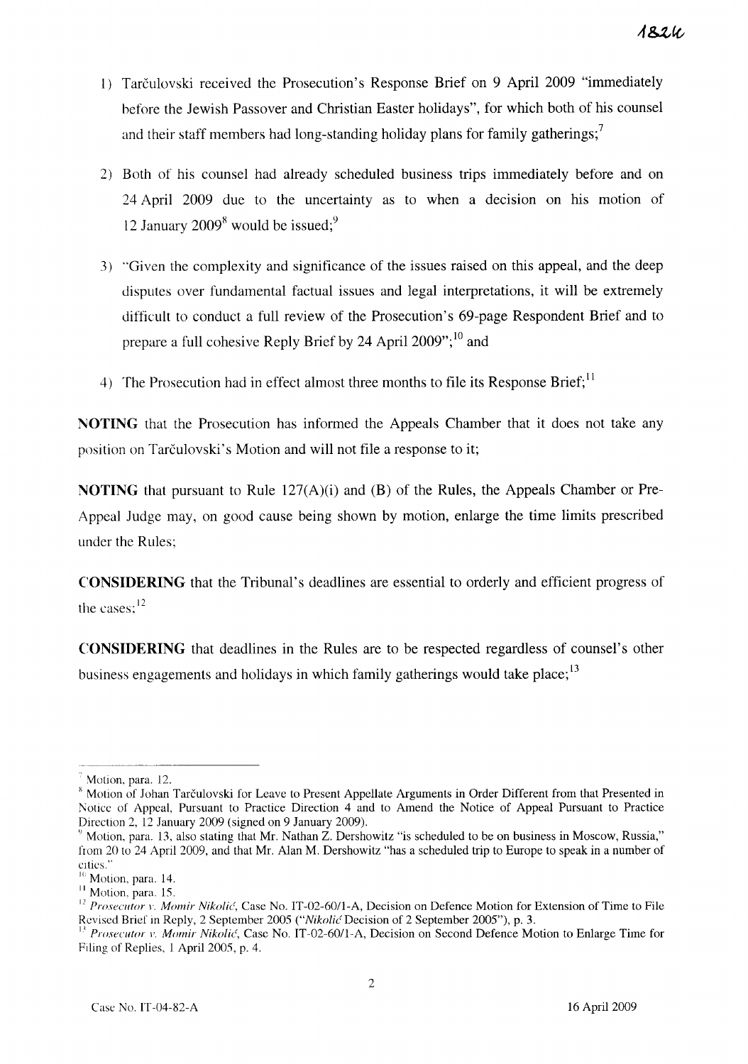1) Tarčulovski received the Prosecution's Response Brief on 9 April 2009 "immediately before the Jewish Passover and Christian Easter holidays", for which both of his counsel and their staff members had long-standing holiday plans for family gatherings;[7]

2) Both of his counsel had already scheduled business trips immediately before and on 24 April 2009 due to the uncertainty as to when a decision on his motion of 12 January 2009[8] would be issued;[9]

3) "Given the complexity and significance of the issues raised on this appeal, and the deep disputes over fundamental factual issues and legal interpretations, it will be extremely difficult to conduct a full review of the Prosecution's 69-page Respondent Brief and to prepare a full cohesive Reply Brief by 24 April 2009";[10] and

4) The Prosecution had in effect almost three months to file its Response Brief;[11]

**NOTING** that the Prosecution has informed the Appeals Chamber that it does not take any position on Tarčulovski's Motion and will not file a response to it;

**NOTING** that pursuant to Rule 127(A)(i) and (B) of the Rules, the Appeals Chamber or Pre-Appeal Judge may, on good cause being shown by motion, enlarge the time limits prescribed under the Rules;

**CONSIDERING** that the Tribunal's deadlines are essential to orderly and efficient progress of the cases;[12]

**CONSIDERING** that deadlines in the Rules are to be respected regardless of counsel's other business engagements and holidays in which family gatherings would take place;[13]

---

[7] Motion, para. 12.

[8] Motion of Johan Tarčulovski for Leave to Present Appellate Arguments in Order Different from that Presented in Notice of Appeal, Pursuant to Practice Direction 4 and to Amend the Notice of Appeal Pursuant to Practice Direction 2, 12 January 2009 (signed on 9 January 2009).

[9] Motion, para. 13, also stating that Mr. Nathan Z. Dershowitz "is scheduled to be on business in Moscow, Russia," from 20 to 24 April 2009, and that Mr. Alan M. Dershowitz "has a scheduled trip to Europe to speak in a number of cities."

[10] Motion, para. 14.

[11] Motion, para. 15.

[12] *Prosecutor v. Momir Nikolić*, Case No. IT-02-60/1-A, Decision on Defence Motion for Extension of Time to File Revised Brief in Reply, 2 September 2005 ("*Nikolić* Decision of 2 September 2005"), p. 3.

[13] *Prosecutor v. Momir Nikolić*, Case No. IT-02-60/1-A, Decision on Second Defence Motion to Enlarge Time for Filing of Replies, 1 April 2005, p. 4.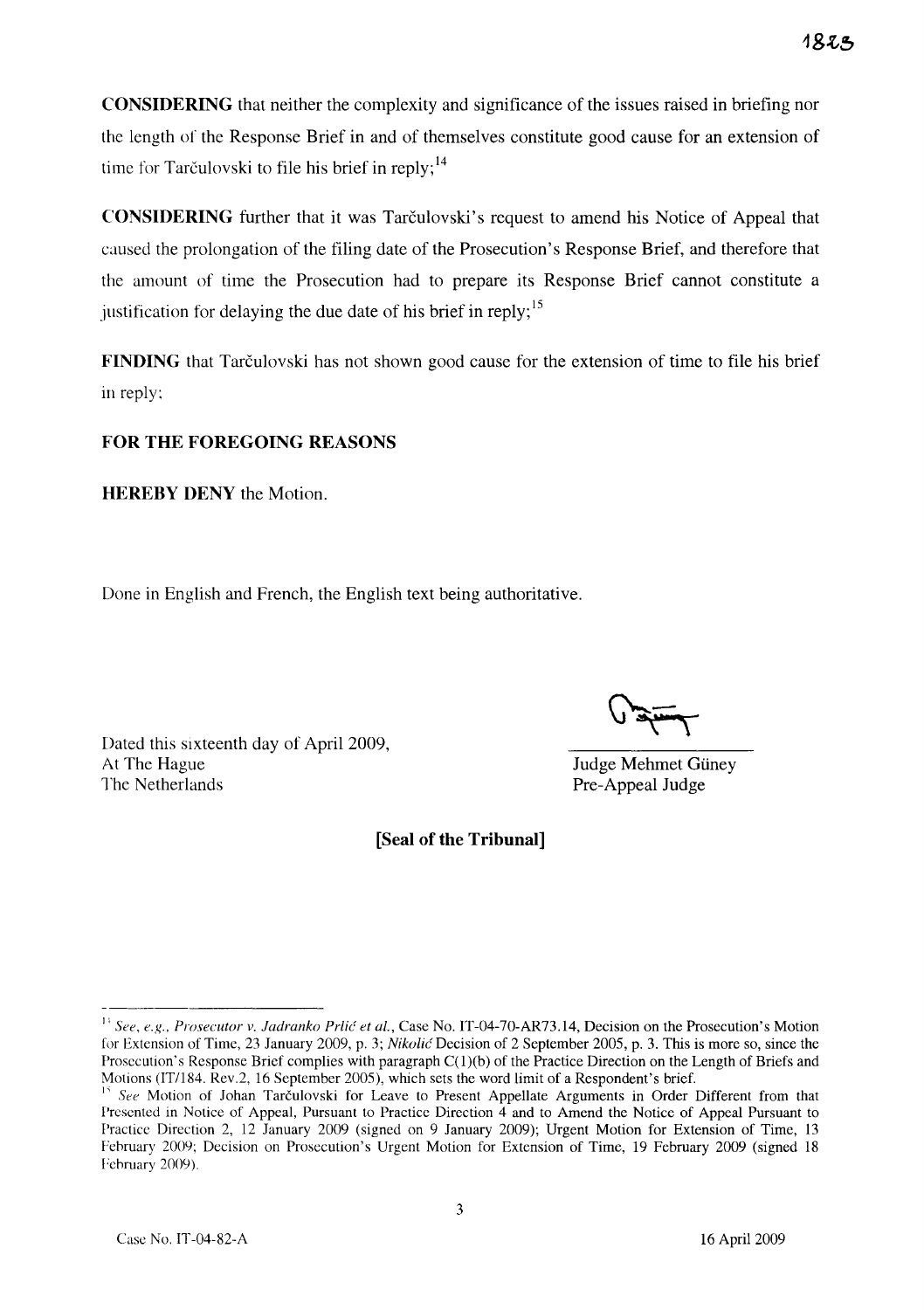**CONSIDERING** that neither the complexity and significance of the issues raised in briefing nor the length of the Response Brief in and of themselves constitute good cause for an extension of time for Tarčulovski to file his brief in reply;[14]

**CONSIDERING** further that it was Tarčulovski's request to amend his Notice of Appeal that caused the prolongation of the filing date of the Prosecution's Response Brief, and therefore that the amount of time the Prosecution had to prepare its Response Brief cannot constitute a justification for delaying the due date of his brief in reply;[15]

**FINDING** that Tarčulovski has not shown good cause for the extension of time to file his brief in reply;

**FOR THE FOREGOING REASONS**

**HEREBY DENY** the Motion.

Done in English and French, the English text being authoritative.

Dated this sixteenth day of April 2009,
At The Hague
The Netherlands

Judge Mehmet Güney
Pre-Appeal Judge

**[Seal of the Tribunal]**

---

[14] *See, e.g., Prosecutor v. Jadranko Prlić et al.*, Case No. IT-04-70-AR73.14, Decision on the Prosecution's Motion for Extension of Time, 23 January 2009, p. 3; *Nikolić* Decision of 2 September 2005, p. 3. This is more so, since the Prosecution's Response Brief complies with paragraph C(1)(b) of the Practice Direction on the Length of Briefs and Motions (IT/184. Rev.2, 16 September 2005), which sets the word limit of a Respondent's brief.

[15] *See* Motion of Johan Tarčulovski for Leave to Present Appellate Arguments in Order Different from that Presented in Notice of Appeal, Pursuant to Practice Direction 4 and to Amend the Notice of Appeal Pursuant to Practice Direction 2, 12 January 2009 (signed on 9 January 2009); Urgent Motion for Extension of Time, 13 February 2009; Decision on Prosecution's Urgent Motion for Extension of Time, 19 February 2009 (signed 18 February 2009).